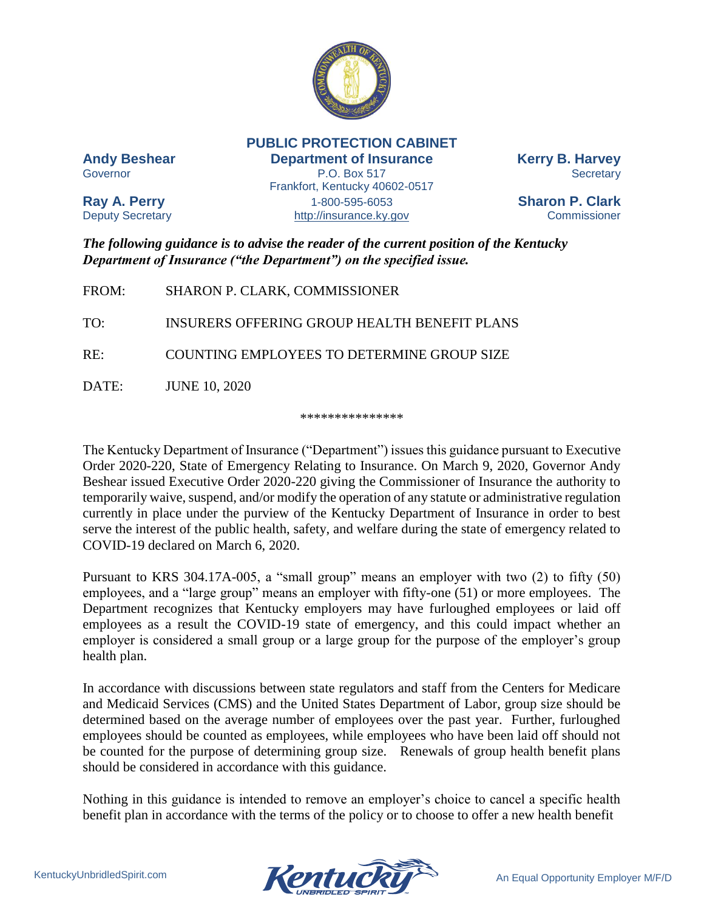**PUBLIC PROTECTION CABINET**
**Department of Insurance**
P.O. Box 517
Frankfort, Kentucky 40602-0517
1-800-595-6053
http://insurance.ky.gov

**Andy Beshear**
Governor

**Ray A. Perry**
Deputy Secretary

**Kerry B. Harvey**
Secretary

**Sharon P. Clark**
Commissioner

***The following guidance is to advise the reader of the current position of the Kentucky Department of Insurance ("the Department") on the specified issue.***

FROM: SHARON P. CLARK, COMMISSIONER

TO: INSURERS OFFERING GROUP HEALTH BENEFIT PLANS

RE: COUNTING EMPLOYEES TO DETERMINE GROUP SIZE

DATE: JUNE 10, 2020

***************

The Kentucky Department of Insurance ("Department") issues this guidance pursuant to Executive Order 2020-220, State of Emergency Relating to Insurance. On March 9, 2020, Governor Andy Beshear issued Executive Order 2020-220 giving the Commissioner of Insurance the authority to temporarily waive, suspend, and/or modify the operation of any statute or administrative regulation currently in place under the purview of the Kentucky Department of Insurance in order to best serve the interest of the public health, safety, and welfare during the state of emergency related to COVID-19 declared on March 6, 2020.

Pursuant to KRS 304.17A-005, a "small group" means an employer with two (2) to fifty (50) employees, and a "large group" means an employer with fifty-one (51) or more employees. The Department recognizes that Kentucky employers may have furloughed employees or laid off employees as a result the COVID-19 state of emergency, and this could impact whether an employer is considered a small group or a large group for the purpose of the employer's group health plan.

In accordance with discussions between state regulators and staff from the Centers for Medicare and Medicaid Services (CMS) and the United States Department of Labor, group size should be determined based on the average number of employees over the past year. Further, furloughed employees should be counted as employees, while employees who have been laid off should not be counted for the purpose of determining group size. Renewals of group health benefit plans should be considered in accordance with this guidance.

Nothing in this guidance is intended to remove an employer's choice to cancel a specific health benefit plan in accordance with the terms of the policy or to choose to offer a new health benefit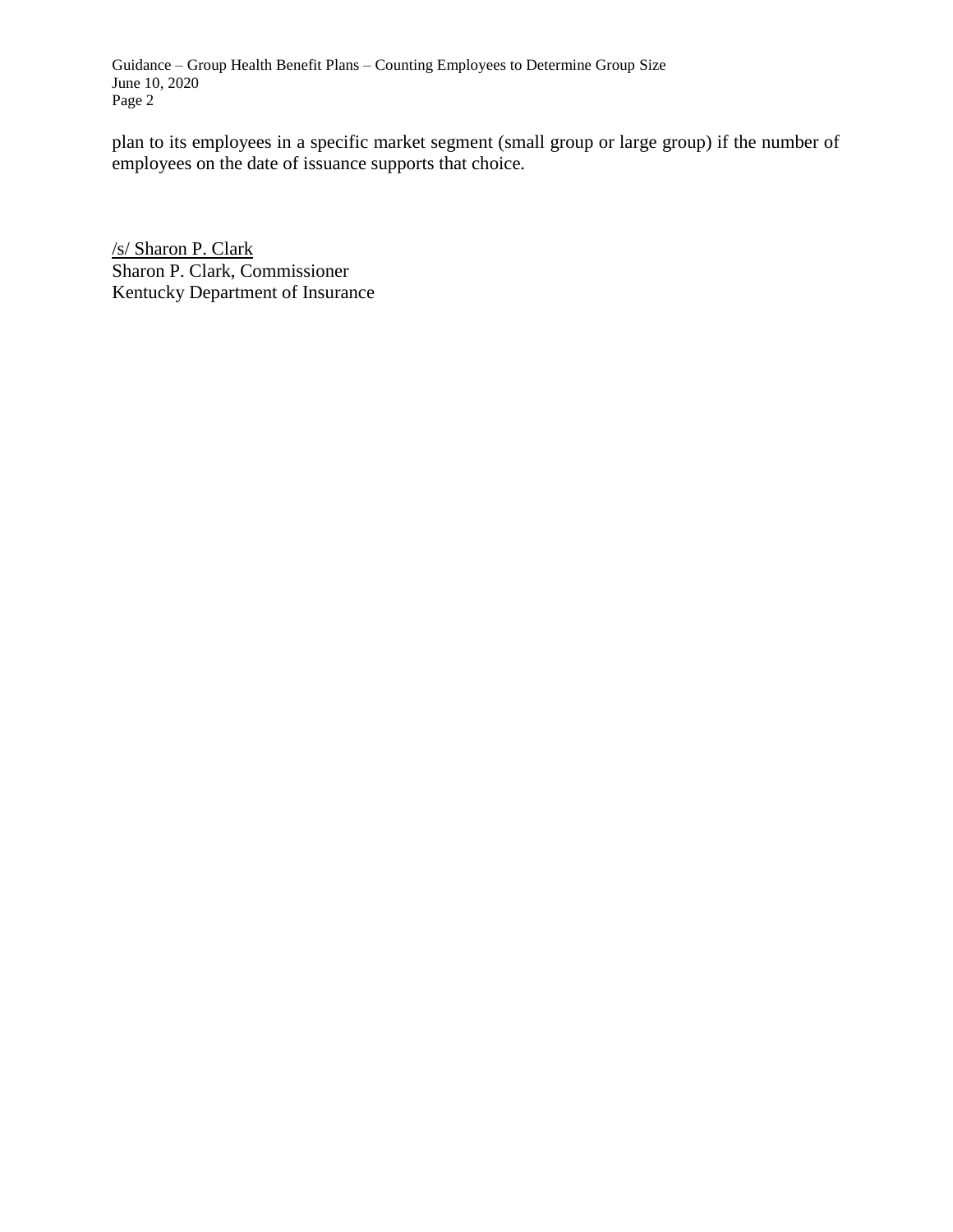plan to its employees in a specific market segment (small group or large group) if the number of employees on the date of issuance supports that choice.

/s/ Sharon P. Clark
Sharon P. Clark, Commissioner
Kentucky Department of Insurance